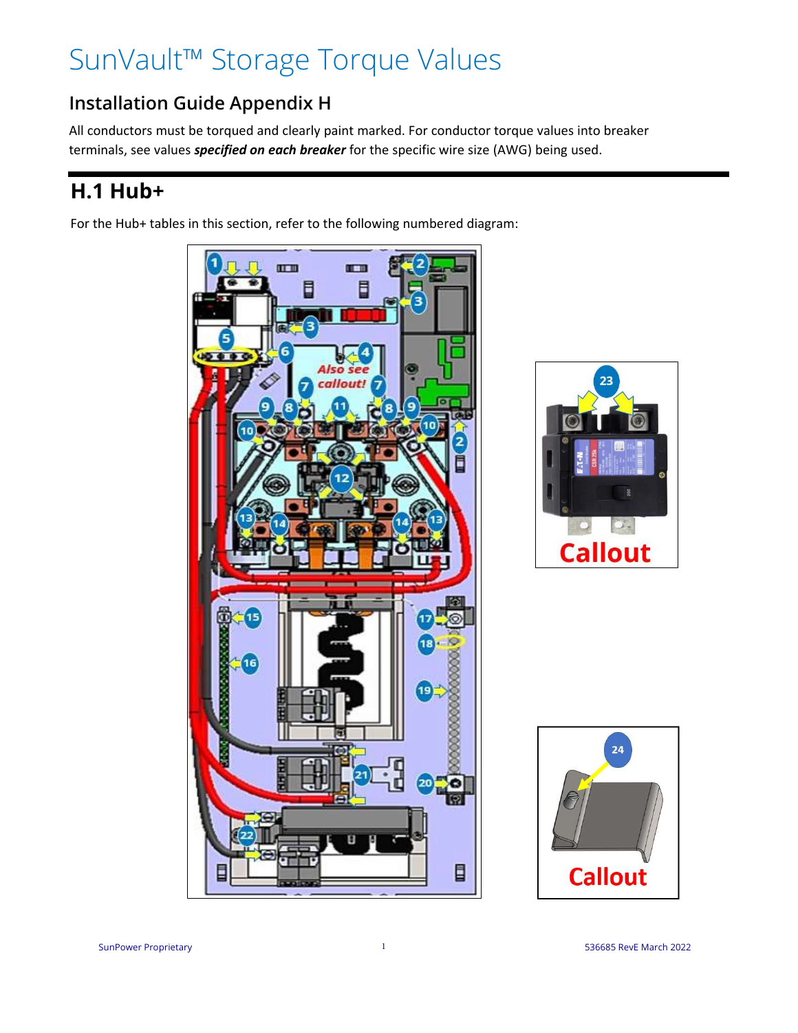# SunVault™ Storage Torque Values

## Installation Guide Appendix H

All conductors must be torqued and clearly paint marked. For conductor torque values into breaker terminals, see values ***specified on each breaker*** for the specific wire size (AWG) being used.

## H.1 Hub+

For the Hub+ tables in this section, refer to the following numbered diagram: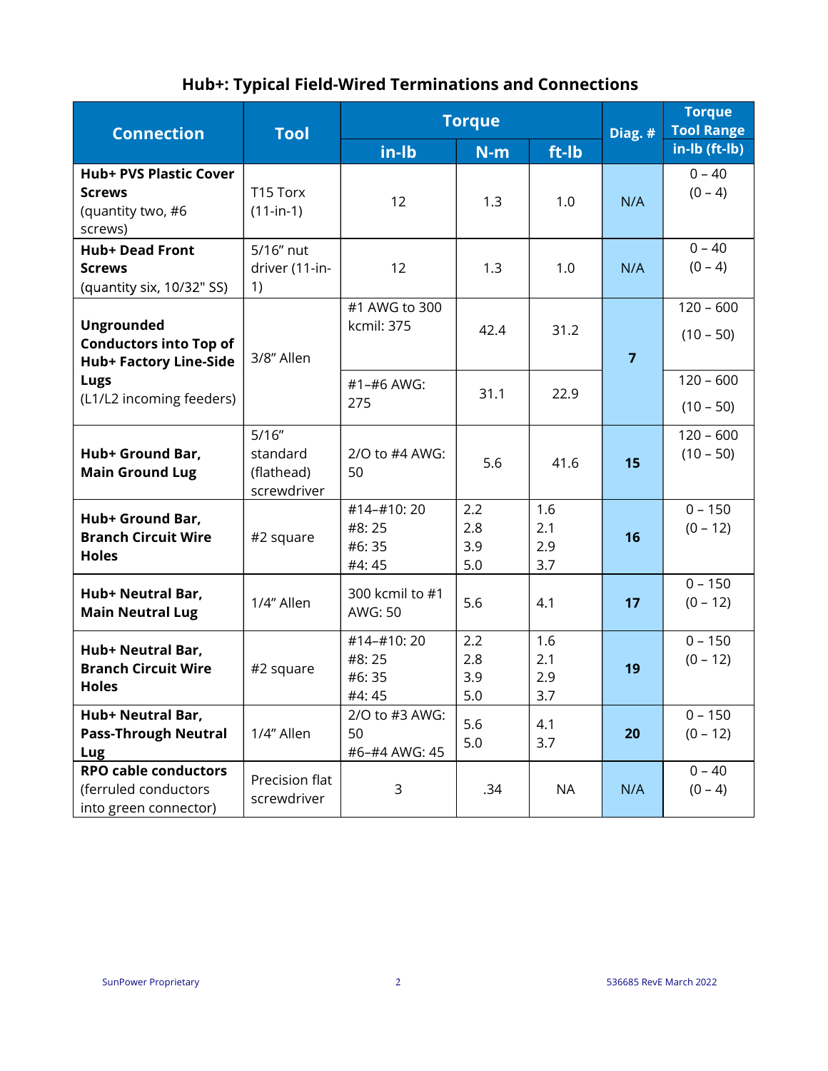## Hub+: Typical Field-Wired Terminations and Connections

| Connection | Tool | Torque | | | Diag. # | Torque Tool Range |
|---|---|---|---|---|---|---|
| | | in-lb | N-m | ft-lb | | in-lb (ft-lb) |
| **Hub+ PVS Plastic Cover Screws** (quantity two, #6 screws) | T15 Torx (11-in-1) | 12 | 1.3 | 1.0 | N/A | 0 – 40 (0 – 4) |
| **Hub+ Dead Front Screws** (quantity six, 10/32" SS) | 5/16" nut driver (11-in-1) | 12 | 1.3 | 1.0 | N/A | 0 – 40 (0 – 4) |
| **Ungrounded Conductors into Top of Hub+ Factory Line-Side Lugs** (L1/L2 incoming feeders) | 3/8" Allen | #1 AWG to 300 kcmil: 375 | 42.4 | 31.2 | **7** | 120 – 600 (10 – 50) |
| | | #1–#6 AWG: 275 | 31.1 | 22.9 | | 120 – 600 (10 – 50) |
| **Hub+ Ground Bar, Main Ground Lug** | 5/16" standard (flathead) screwdriver | 2/O to #4 AWG: 50 | 5.6 | 41.6 | **15** | 120 – 600 (10 – 50) |
| **Hub+ Ground Bar, Branch Circuit Wire Holes** | #2 square | #14–#10: 20<br>#8: 25<br>#6: 35<br>#4: 45 | 2.2<br>2.8<br>3.9<br>5.0 | 1.6<br>2.1<br>2.9<br>3.7 | **16** | 0 – 150 (0 – 12) |
| **Hub+ Neutral Bar, Main Neutral Lug** | 1/4" Allen | 300 kcmil to #1 AWG: 50 | 5.6 | 4.1 | **17** | 0 – 150 (0 – 12) |
| **Hub+ Neutral Bar, Branch Circuit Wire Holes** | #2 square | #14–#10: 20<br>#8: 25<br>#6: 35<br>#4: 45 | 2.2<br>2.8<br>3.9<br>5.0 | 1.6<br>2.1<br>2.9<br>3.7 | **19** | 0 – 150 (0 – 12) |
| **Hub+ Neutral Bar, Pass-Through Neutral Lug** | 1/4" Allen | 2/O to #3 AWG: 50<br>#6–#4 AWG: 45 | 5.6<br>5.0 | 4.1<br>3.7 | **20** | 0 – 150 (0 – 12) |
| **RPO cable conductors** (ferruled conductors into green connector) | Precision flat screwdriver | 3 | .34 | NA | N/A | 0 – 40 (0 – 4) |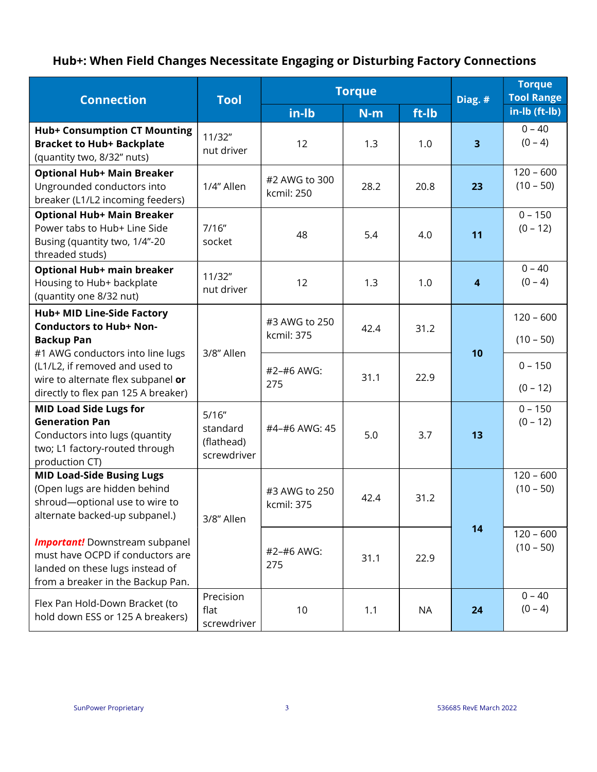## Hub+: When Field Changes Necessitate Engaging or Disturbing Factory Connections

| Connection | Tool | Torque | | | Diag. # | Torque Tool Range |
|---|---|---|---|---|---|---|
| | | in-lb | N-m | ft-lb | | in-lb (ft-lb) |
| **Hub+ Consumption CT Mounting Bracket to Hub+ Backplate** (quantity two, 8/32" nuts) | 11/32" nut driver | 12 | 1.3 | 1.0 | **3** | 0 – 40 (0 – 4) |
| **Optional Hub+ Main Breaker** Ungrounded conductors into breaker (L1/L2 incoming feeders) | 1/4" Allen | #2 AWG to 300 kcmil: 250 | 28.2 | 20.8 | **23** | 120 – 600 (10 – 50) |
| **Optional Hub+ Main Breaker** Power tabs to Hub+ Line Side Busing (quantity two, 1/4"-20 threaded studs) | 7/16" socket | 48 | 5.4 | 4.0 | **11** | 0 – 150 (0 – 12) |
| **Optional Hub+ main breaker** Housing to Hub+ backplate (quantity one 8/32 nut) | 11/32" nut driver | 12 | 1.3 | 1.0 | **4** | 0 – 40 (0 – 4) |
| **Hub+ MID Line-Side Factory Conductors to Hub+ Non-Backup Pan** #1 AWG conductors into line lugs (L1/L2, if removed and used to wire to alternate flex subpanel **or** directly to flex pan 125 A breaker) | 3/8" Allen | #3 AWG to 250 kcmil: 375 | 42.4 | 31.2 | **10** | 120 – 600 (10 – 50) |
| | | #2–#6 AWG: 275 | 31.1 | 22.9 | | 0 – 150 (0 – 12) |
| **MID Load Side Lugs for Generation Pan** Conductors into lugs (quantity two; L1 factory-routed through production CT) | 5/16" standard (flathead) screwdriver | #4–#6 AWG: 45 | 5.0 | 3.7 | **13** | 0 – 150 (0 – 12) |
| **MID Load-Side Busing Lugs** (Open lugs are hidden behind shroud—optional use to wire to alternate backed-up subpanel.) ***Important!*** Downstream subpanel must have OCPD if conductors are landed on these lugs instead of from a breaker in the Backup Pan. | 3/8" Allen | #3 AWG to 250 kcmil: 375 | 42.4 | 31.2 | **14** | 120 – 600 (10 – 50) |
| | | #2–#6 AWG: 275 | 31.1 | 22.9 | | 120 – 600 (10 – 50) |
| Flex Pan Hold-Down Bracket (to hold down ESS or 125 A breakers) | Precision flat screwdriver | 10 | 1.1 | NA | **24** | 0 – 40 (0 – 4) |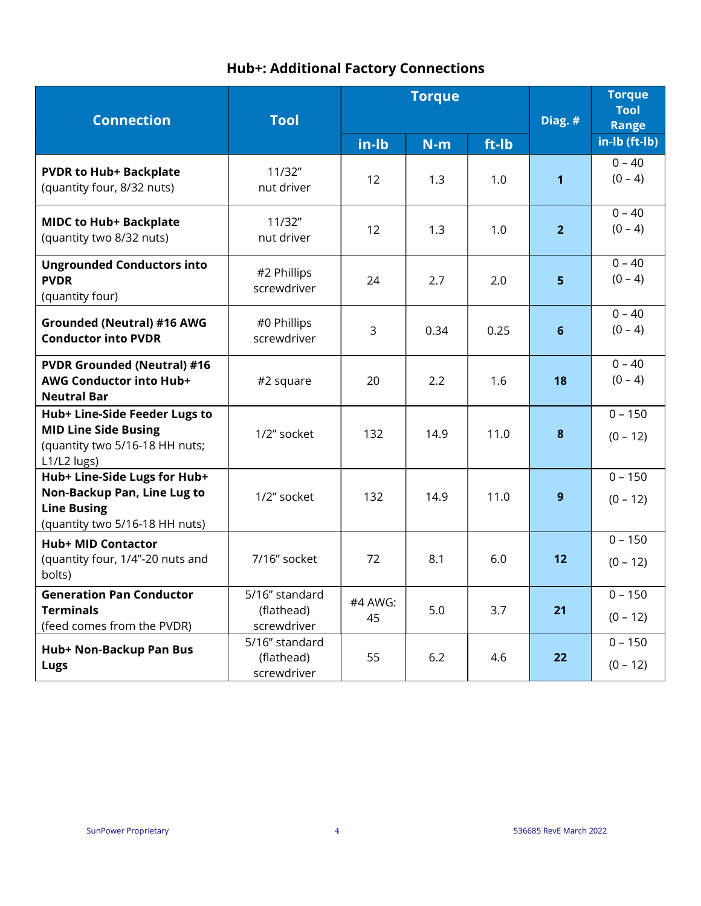## Hub+: Additional Factory Connections

| Connection | Tool | Torque | | | Diag. # | Torque Tool Range |
|---|---|---|---|---|---|---|
| | | in-lb | N-m | ft-lb | | in-lb (ft-lb) |
| **PVDR to Hub+ Backplate** (quantity four, 8/32 nuts) | 11/32" nut driver | 12 | 1.3 | 1.0 | **1** | 0 – 40 (0 – 4) |
| **MIDC to Hub+ Backplate** (quantity two 8/32 nuts) | 11/32" nut driver | 12 | 1.3 | 1.0 | **2** | 0 – 40 (0 – 4) |
| **Ungrounded Conductors into PVDR** (quantity four) | #2 Phillips screwdriver | 24 | 2.7 | 2.0 | **5** | 0 – 40 (0 – 4) |
| **Grounded (Neutral) #16 AWG Conductor into PVDR** | #0 Phillips screwdriver | 3 | 0.34 | 0.25 | **6** | 0 – 40 (0 – 4) |
| **PVDR Grounded (Neutral) #16 AWG Conductor into Hub+ Neutral Bar** | #2 square | 20 | 2.2 | 1.6 | **18** | 0 – 40 (0 – 4) |
| **Hub+ Line-Side Feeder Lugs to MID Line Side Busing** (quantity two 5/16-18 HH nuts; L1/L2 lugs) | 1/2" socket | 132 | 14.9 | 11.0 | **8** | 0 – 150 (0 – 12) |
| **Hub+ Line-Side Lugs for Hub+ Non-Backup Pan, Line Lug to Line Busing** (quantity two 5/16-18 HH nuts) | 1/2" socket | 132 | 14.9 | 11.0 | **9** | 0 – 150 (0 – 12) |
| **Hub+ MID Contactor** (quantity four, 1/4"-20 nuts and bolts) | 7/16" socket | 72 | 8.1 | 6.0 | **12** | 0 – 150 (0 – 12) |
| **Generation Pan Conductor Terminals** (feed comes from the PVDR) | 5/16" standard (flathead) screwdriver | #4 AWG: 45 | 5.0 | 3.7 | **21** | 0 – 150 (0 – 12) |
| **Hub+ Non-Backup Pan Bus Lugs** | 5/16" standard (flathead) screwdriver | 55 | 6.2 | 4.6 | **22** | 0 – 150 (0 – 12) |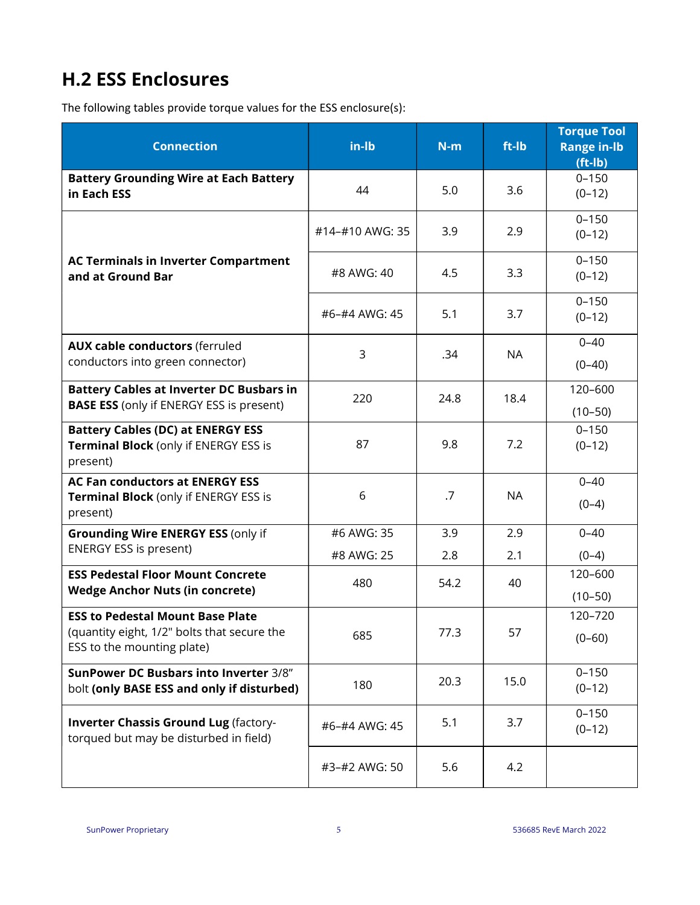## H.2 ESS Enclosures

The following tables provide torque values for the ESS enclosure(s):

| Connection | in-lb | N-m | ft-lb | Torque Tool Range in-lb (ft-lb) |
|---|---|---|---|---|
| **Battery Grounding Wire at Each Battery in Each ESS** | 44 | 5.0 | 3.6 | 0–150 (0–12) |
| **AC Terminals in Inverter Compartment and at Ground Bar** | #14–#10 AWG: 35 | 3.9 | 2.9 | 0–150 (0–12) |
| | #8 AWG: 40 | 4.5 | 3.3 | 0–150 (0–12) |
| | #6–#4 AWG: 45 | 5.1 | 3.7 | 0–150 (0–12) |
| **AUX cable conductors** (ferruled conductors into green connector) | 3 | .34 | NA | 0–40 (0–40) |
| **Battery Cables at Inverter DC Busbars in BASE ESS** (only if ENERGY ESS is present) | 220 | 24.8 | 18.4 | 120–600 (10–50) |
| **Battery Cables (DC) at ENERGY ESS Terminal Block** (only if ENERGY ESS is present) | 87 | 9.8 | 7.2 | 0–150 (0–12) |
| **AC Fan conductors at ENERGY ESS Terminal Block** (only if ENERGY ESS is present) | 6 | .7 | NA | 0–40 (0–4) |
| **Grounding Wire ENERGY ESS** (only if ENERGY ESS is present) | #6 AWG: 35<br>#8 AWG: 25 | 3.9<br>2.8 | 2.9<br>2.1 | 0–40 (0–4) |
| **ESS Pedestal Floor Mount Concrete Wedge Anchor Nuts (in concrete)** | 480 | 54.2 | 40 | 120–600 (10–50) |
| **ESS to Pedestal Mount Base Plate** (quantity eight, 1/2" bolts that secure the ESS to the mounting plate) | 685 | 77.3 | 57 | 120–720 (0–60) |
| **SunPower DC Busbars into Inverter** 3/8" bolt **(only BASE ESS and only if disturbed)** | 180 | 20.3 | 15.0 | 0–150 (0–12) |
| **Inverter Chassis Ground Lug** (factory-torqued but may be disturbed in field) | #6–#4 AWG: 45 | 5.1 | 3.7 | 0–150 (0–12) |
| | #3–#2 AWG: 50 | 5.6 | 4.2 | |

SunPower Proprietary 536685 RevE March 2022